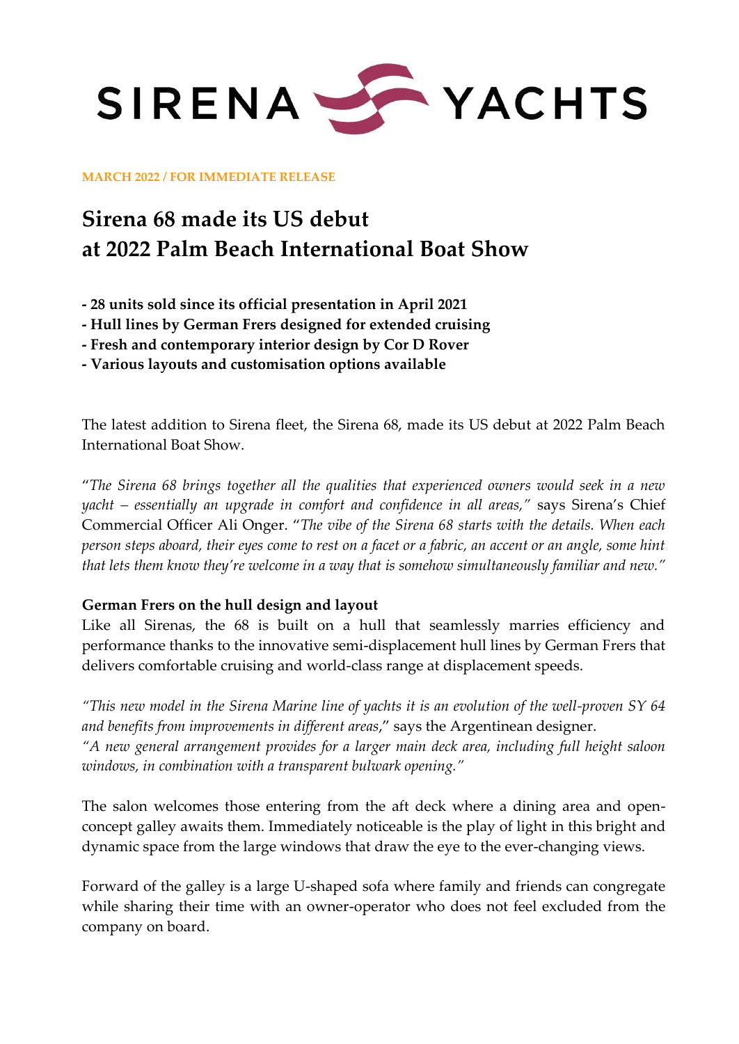SIRENA YACHTS

**MARCH 2022 / FOR IMMEDIATE RELEASE**

# Sirena 68 made its US debut at 2022 Palm Beach International Boat Show

**- 28 units sold since its official presentation in April 2021**
**- Hull lines by German Frers designed for extended cruising**
**- Fresh and contemporary interior design by Cor D Rover**
**- Various layouts and customisation options available**

The latest addition to Sirena fleet, the Sirena 68, made its US debut at 2022 Palm Beach International Boat Show.

"*The Sirena 68 brings together all the qualities that experienced owners would seek in a new yacht – essentially an upgrade in comfort and confidence in all areas,"* says Sirena's Chief Commercial Officer Ali Onger. "*The vibe of the Sirena 68 starts with the details. When each person steps aboard, their eyes come to rest on a facet or a fabric, an accent or an angle, some hint that lets them know they're welcome in a way that is somehow simultaneously familiar and new."*

**German Frers on the hull design and layout**

Like all Sirenas, the 68 is built on a hull that seamlessly marries efficiency and performance thanks to the innovative semi-displacement hull lines by German Frers that delivers comfortable cruising and world-class range at displacement speeds.

*"This new model in the Sirena Marine line of yachts it is an evolution of the well-proven SY 64 and benefits from improvements in different areas*," says the Argentinean designer.
*"A new general arrangement provides for a larger main deck area, including full height saloon windows, in combination with a transparent bulwark opening."*

The salon welcomes those entering from the aft deck where a dining area and open-concept galley awaits them. Immediately noticeable is the play of light in this bright and dynamic space from the large windows that draw the eye to the ever-changing views.

Forward of the galley is a large U-shaped sofa where family and friends can congregate while sharing their time with an owner-operator who does not feel excluded from the company on board.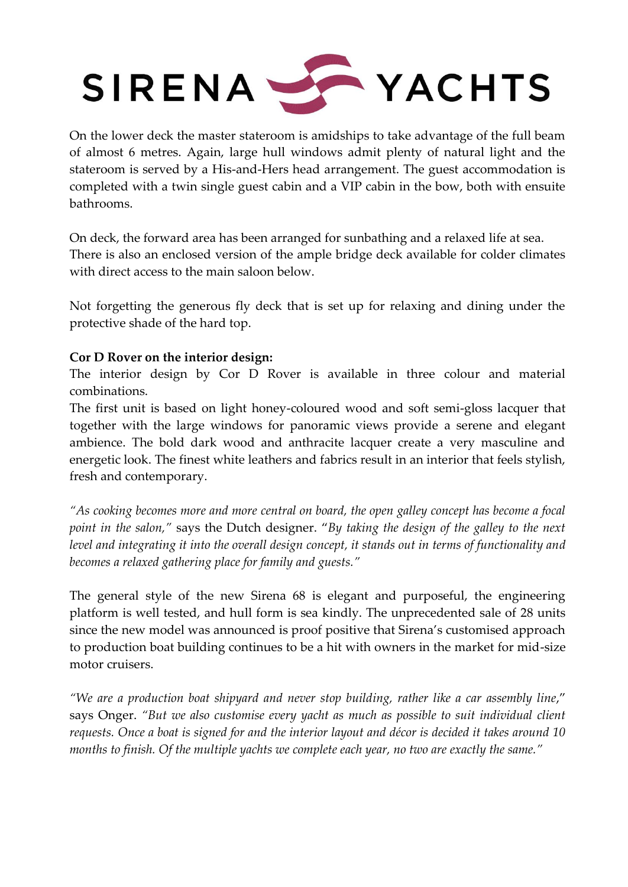On the lower deck the master stateroom is amidships to take advantage of the full beam of almost 6 metres. Again, large hull windows admit plenty of natural light and the stateroom is served by a His-and-Hers head arrangement. The guest accommodation is completed with a twin single guest cabin and a VIP cabin in the bow, both with ensuite bathrooms.

On deck, the forward area has been arranged for sunbathing and a relaxed life at sea. There is also an enclosed version of the ample bridge deck available for colder climates with direct access to the main saloon below.

Not forgetting the generous fly deck that is set up for relaxing and dining under the protective shade of the hard top.

**Cor D Rover on the interior design:**
The interior design by Cor D Rover is available in three colour and material combinations.
The first unit is based on light honey-coloured wood and soft semi-gloss lacquer that together with the large windows for panoramic views provide a serene and elegant ambience. The bold dark wood and anthracite lacquer create a very masculine and energetic look. The finest white leathers and fabrics result in an interior that feels stylish, fresh and contemporary.

*"As cooking becomes more and more central on board, the open galley concept has become a focal point in the salon,"* says the Dutch designer. "*By taking the design of the galley to the next level and integrating it into the overall design concept, it stands out in terms of functionality and becomes a relaxed gathering place for family and guests."*

The general style of the new Sirena 68 is elegant and purposeful, the engineering platform is well tested, and hull form is sea kindly. The unprecedented sale of 28 units since the new model was announced is proof positive that Sirena's customised approach to production boat building continues to be a hit with owners in the market for mid-size motor cruisers.

*"We are a production boat shipyard and never stop building, rather like a car assembly line,"* says Onger. *"But we also customise every yacht as much as possible to suit individual client requests. Once a boat is signed for and the interior layout and décor is decided it takes around 10 months to finish. Of the multiple yachts we complete each year, no two are exactly the same."*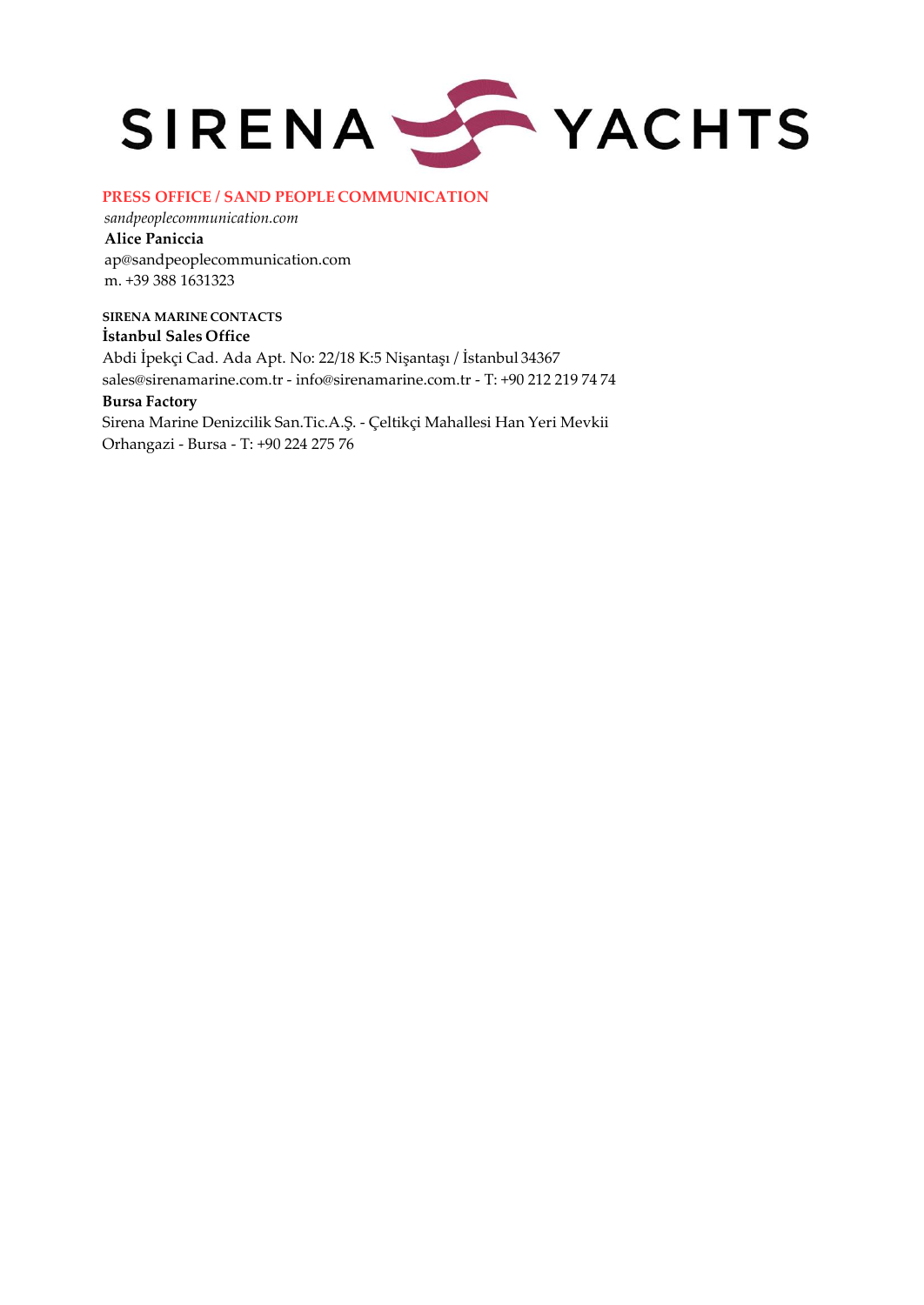SIRENA YACHTS

**PRESS OFFICE / SAND PEOPLE COMMUNICATION**

*sandpeoplecommunication.com*

**Alice Paniccia**

ap@sandpeoplecommunication.com

m. +39 388 1631323

**SIRENA MARINE CONTACTS**

**İstanbul Sales Office**

Abdi İpekçi Cad. Ada Apt. No: 22/18 K:5 Nişantaşı / İstanbul 34367

sales@sirenamarine.com.tr - info@sirenamarine.com.tr - T: +90 212 219 74 74

**Bursa Factory**

Sirena Marine Denizcilik San.Tic.A.Ş. - Çeltikçi Mahallesi Han Yeri Mevkii

Orhangazi - Bursa - T: +90 224 275 76